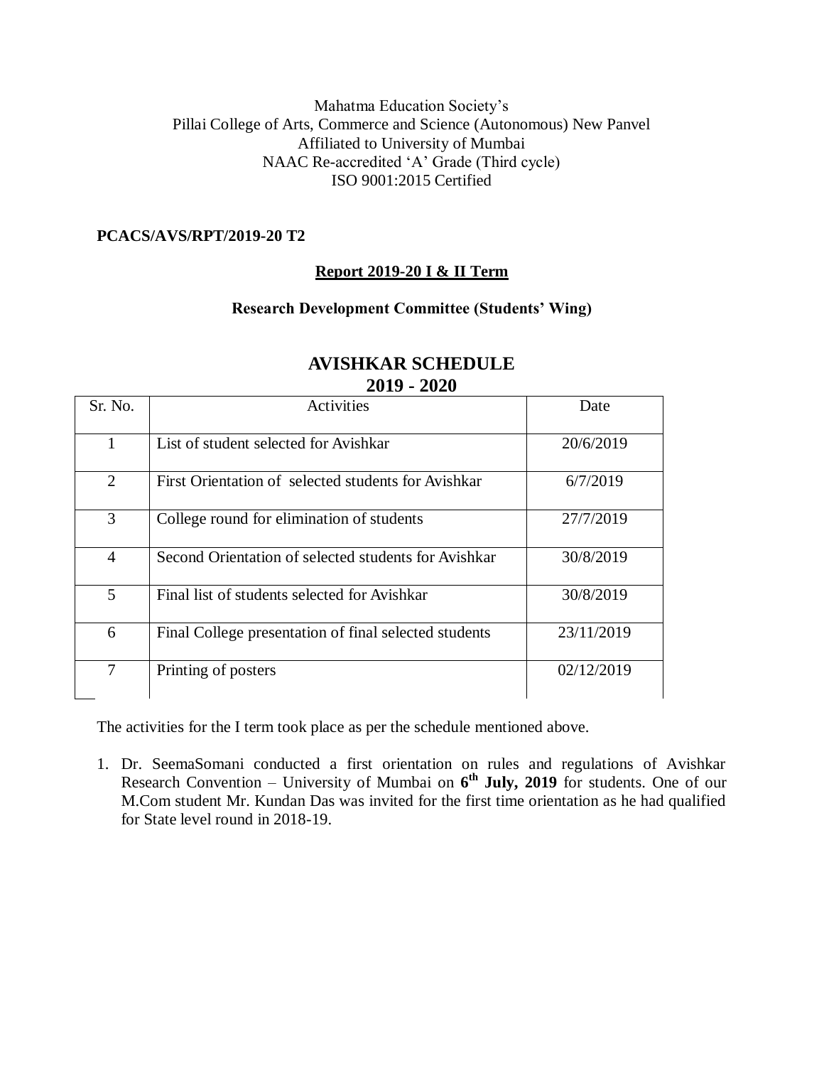Mahatma Education Society's
Pillai College of Arts, Commerce and Science (Autonomous) New Panvel
Affiliated to University of Mumbai
NAAC Re-accredited 'A' Grade (Third cycle)
ISO 9001:2015 Certified

**PCACS/AVS/RPT/2019-20 T2**

**Report 2019-20 I & II Term**

**Research Development Committee (Students' Wing)**

## AVISHKAR SCHEDULE
## 2019 - 2020

| Sr. No. | Activities | Date |
|---|---|---|
| 1 | List of student selected for Avishkar | 20/6/2019 |
| 2 | First Orientation of selected students for Avishkar | 6/7/2019 |
| 3 | College round for elimination of students | 27/7/2019 |
| 4 | Second Orientation of selected students for Avishkar | 30/8/2019 |
| 5 | Final list of students selected for Avishkar | 30/8/2019 |
| 6 | Final College presentation of final selected students | 23/11/2019 |
| 7 | Printing of posters | 02/12/2019 |

The activities for the I term took place as per the schedule mentioned above.

1. Dr. SeemaSomani conducted a first orientation on rules and regulations of Avishkar Research Convention – University of Mumbai on **6th July, 2019** for students. One of our M.Com student Mr. Kundan Das was invited for the first time orientation as he had qualified for State level round in 2018-19.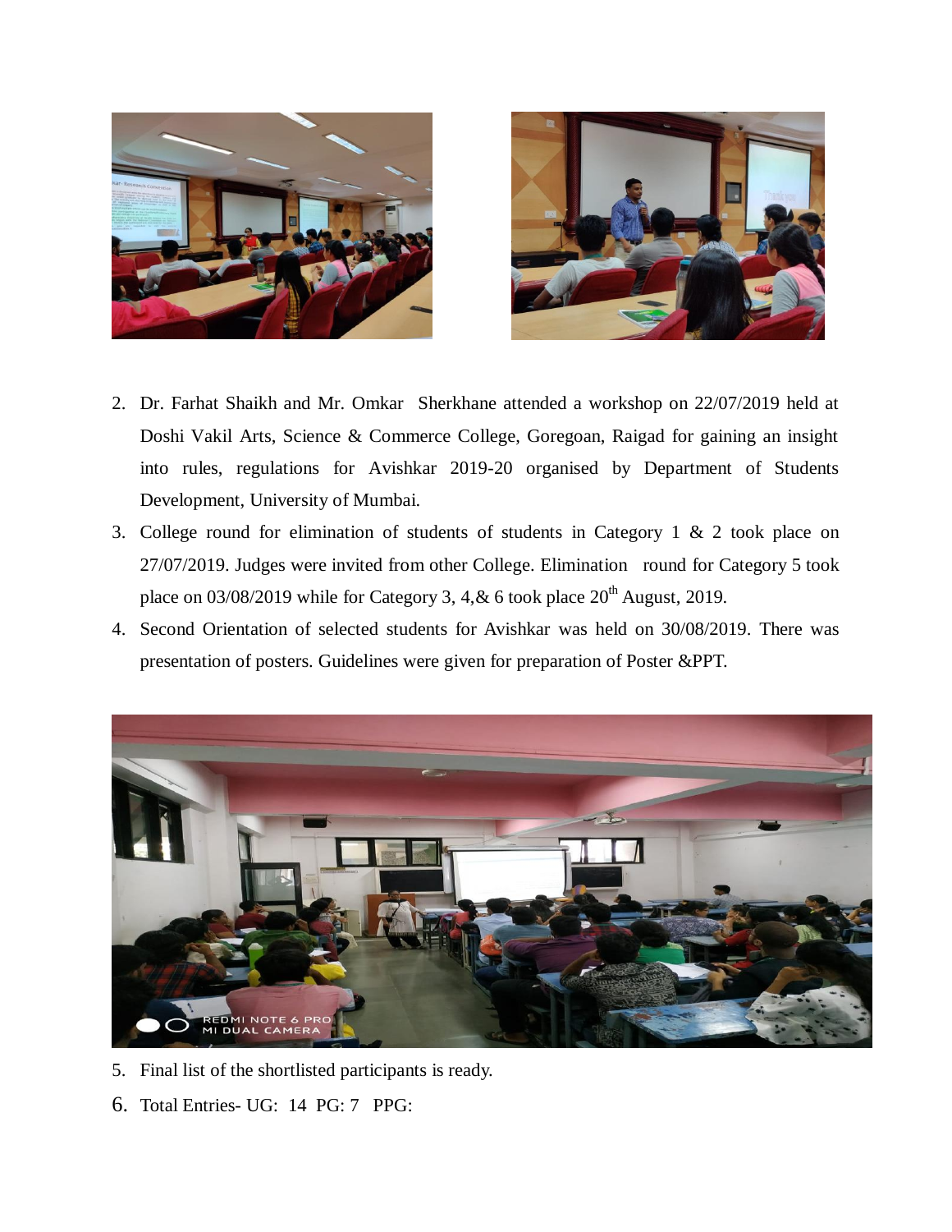2. Dr. Farhat Shaikh and Mr. Omkar Sherkhane attended a workshop on 22/07/2019 held at Doshi Vakil Arts, Science & Commerce College, Goregoan, Raigad for gaining an insight into rules, regulations for Avishkar 2019-20 organised by Department of Students Development, University of Mumbai.
3. College round for elimination of students of students in Category 1 & 2 took place on 27/07/2019. Judges were invited from other College. Elimination round for Category 5 took place on 03/08/2019 while for Category 3, 4,& 6 took place 20th August, 2019.
4. Second Orientation of selected students for Avishkar was held on 30/08/2019. There was presentation of posters. Guidelines were given for preparation of Poster &PPT.
5. Final list of the shortlisted participants is ready.
6. Total Entries- UG: 14 PG: 7 PPG: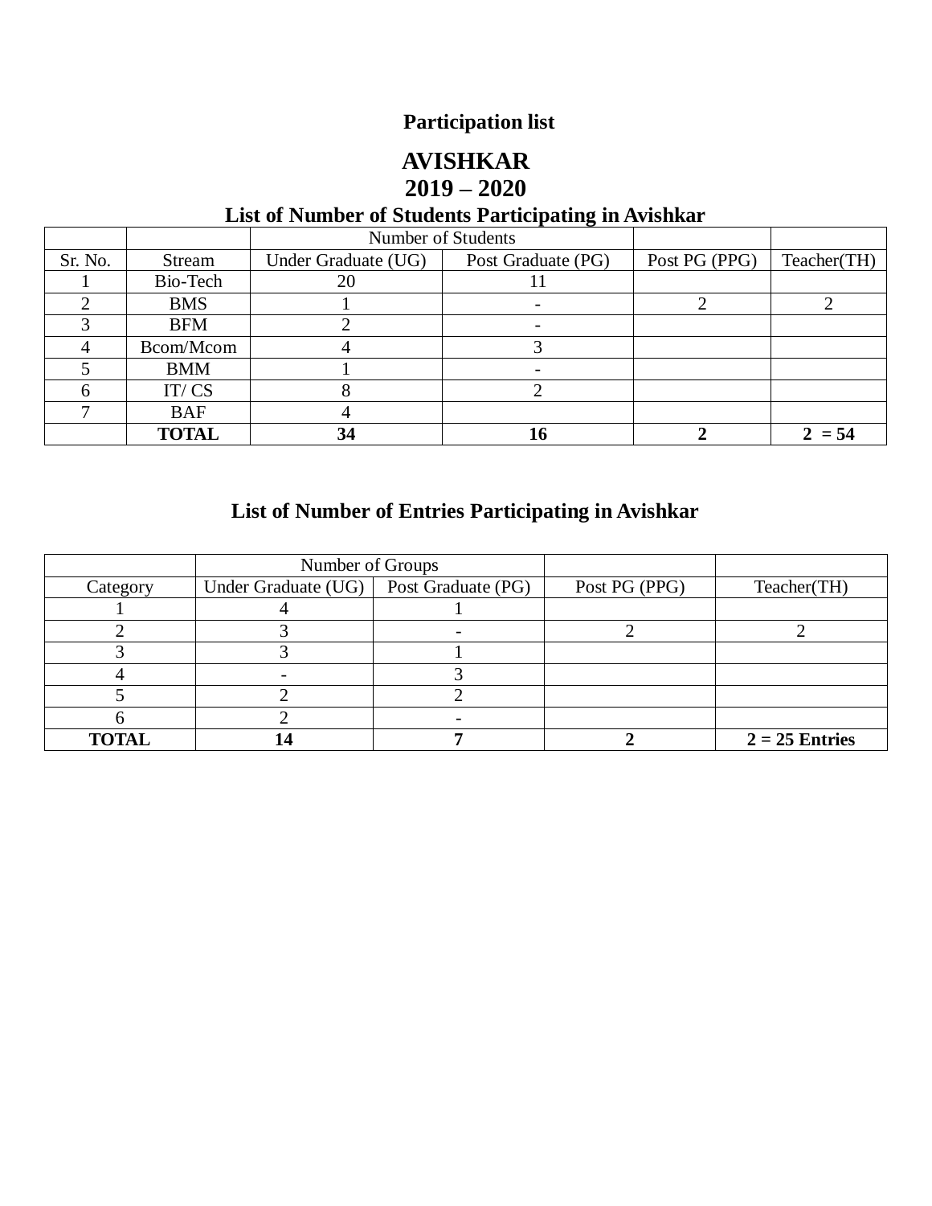**Participation list**

# AVISHKAR

# 2019 – 2020

## List of Number of Students Participating in Avishkar

| | | Number of Students | | | |
|---|---|---|---|---|---|
| Sr. No. | Stream | Under Graduate (UG) | Post Graduate (PG) | Post PG (PPG) | Teacher(TH) |
| 1 | Bio-Tech | 20 | 11 | | |
| 2 | BMS | 1 | - | 2 | 2 |
| 3 | BFM | 2 | - | | |
| 4 | Bcom/Mcom | 4 | 3 | | |
| 5 | BMM | 1 | - | | |
| 6 | IT/ CS | 8 | 2 | | |
| 7 | BAF | 4 | | | |
| | **TOTAL** | **34** | **16** | **2** | **2 = 54** |

## List of Number of Entries Participating in Avishkar

| | Number of Groups | | | |
|---|---|---|---|---|
| Category | Under Graduate (UG) | Post Graduate (PG) | Post PG (PPG) | Teacher(TH) |
| 1 | 4 | 1 | | |
| 2 | 3 | - | 2 | 2 |
| 3 | 3 | 1 | | |
| 4 | - | 3 | | |
| 5 | 2 | 2 | | |
| 6 | 2 | - | | |
| **TOTAL** | **14** | **7** | **2** | **2 = 25 Entries** |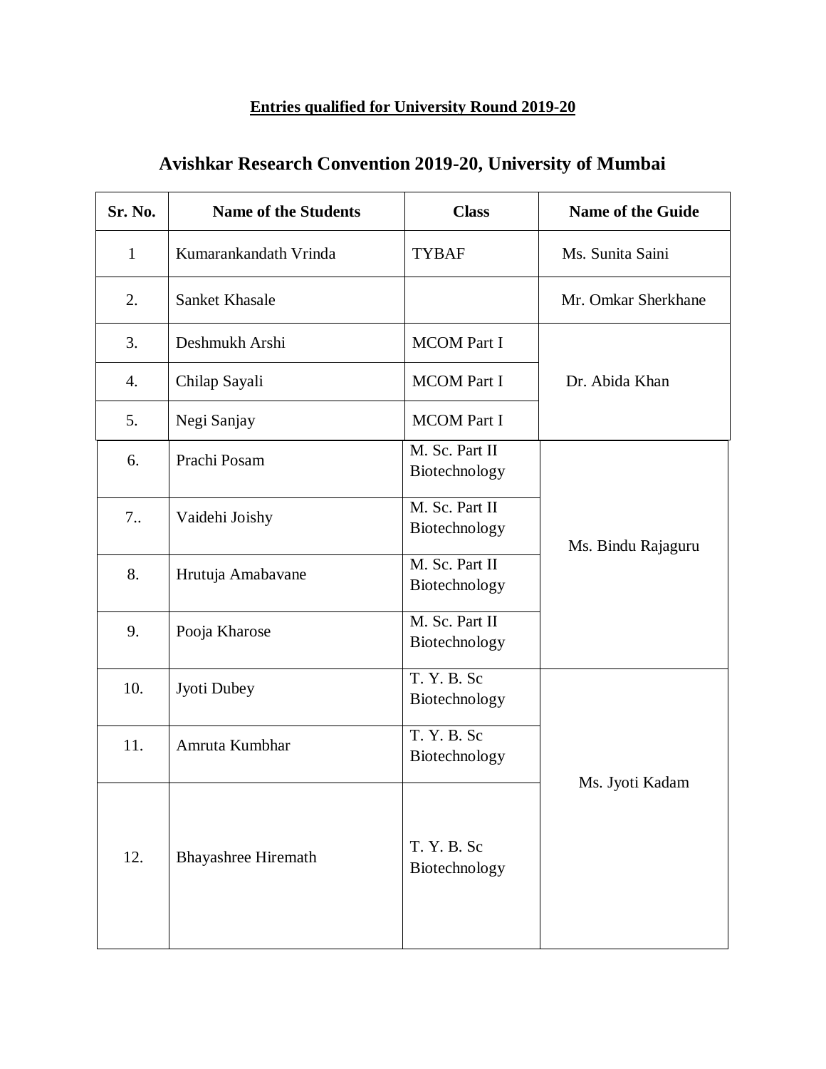**Entries qualified for University Round 2019-20**

# Avishkar Research Convention 2019-20, University of Mumbai

| Sr. No. | Name of the Students | Class | Name of the Guide |
|---|---|---|---|
| 1 | Kumarankandath Vrinda | TYBAF | Ms. Sunita Saini |
| 2. | Sanket Khasale | | Mr. Omkar Sherkhane |
| 3. | Deshmukh Arshi | MCOM Part I | Dr. Abida Khan |
| 4. | Chilap Sayali | MCOM Part I | |
| 5. | Negi Sanjay | MCOM Part I | |
| 6. | Prachi Posam | M. Sc. Part II Biotechnology | Ms. Bindu Rajaguru |
| 7.. | Vaidehi Joishy | M. Sc. Part II Biotechnology | |
| 8. | Hrutuja Amabavane | M. Sc. Part II Biotechnology | |
| 9. | Pooja Kharose | M. Sc. Part II Biotechnology | |
| 10. | Jyoti Dubey | T. Y. B. Sc Biotechnology | Ms. Jyoti Kadam |
| 11. | Amruta Kumbhar | T. Y. B. Sc Biotechnology | |
| 12. | Bhayashree Hiremath | T. Y. B. Sc Biotechnology | |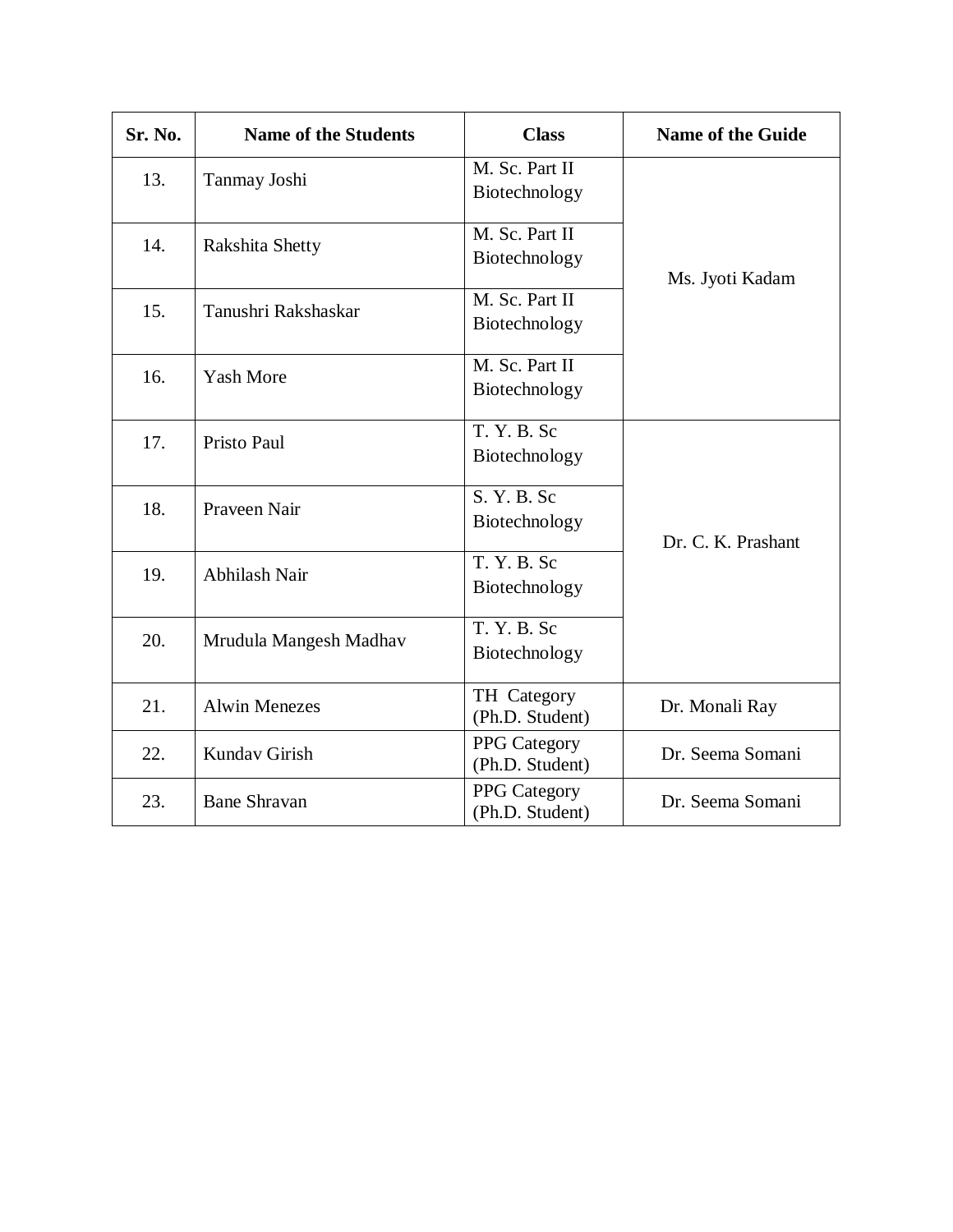| Sr. No. | Name of the Students | Class | Name of the Guide |
|---|---|---|---|
| 13. | Tanmay Joshi | M. Sc. Part II Biotechnology | Ms. Jyoti Kadam |
| 14. | Rakshita Shetty | M. Sc. Part II Biotechnology | |
| 15. | Tanushri Rakshaskar | M. Sc. Part II Biotechnology | |
| 16. | Yash More | M. Sc. Part II Biotechnology | |
| 17. | Pristo Paul | T. Y. B. Sc Biotechnology | Dr. C. K. Prashant |
| 18. | Praveen Nair | S. Y. B. Sc Biotechnology | |
| 19. | Abhilash Nair | T. Y. B. Sc Biotechnology | |
| 20. | Mrudula Mangesh Madhav | T. Y. B. Sc Biotechnology | |
| 21. | Alwin Menezes | TH Category (Ph.D. Student) | Dr. Monali Ray |
| 22. | Kundav Girish | PPG Category (Ph.D. Student) | Dr. Seema Somani |
| 23. | Bane Shravan | PPG Category (Ph.D. Student) | Dr. Seema Somani |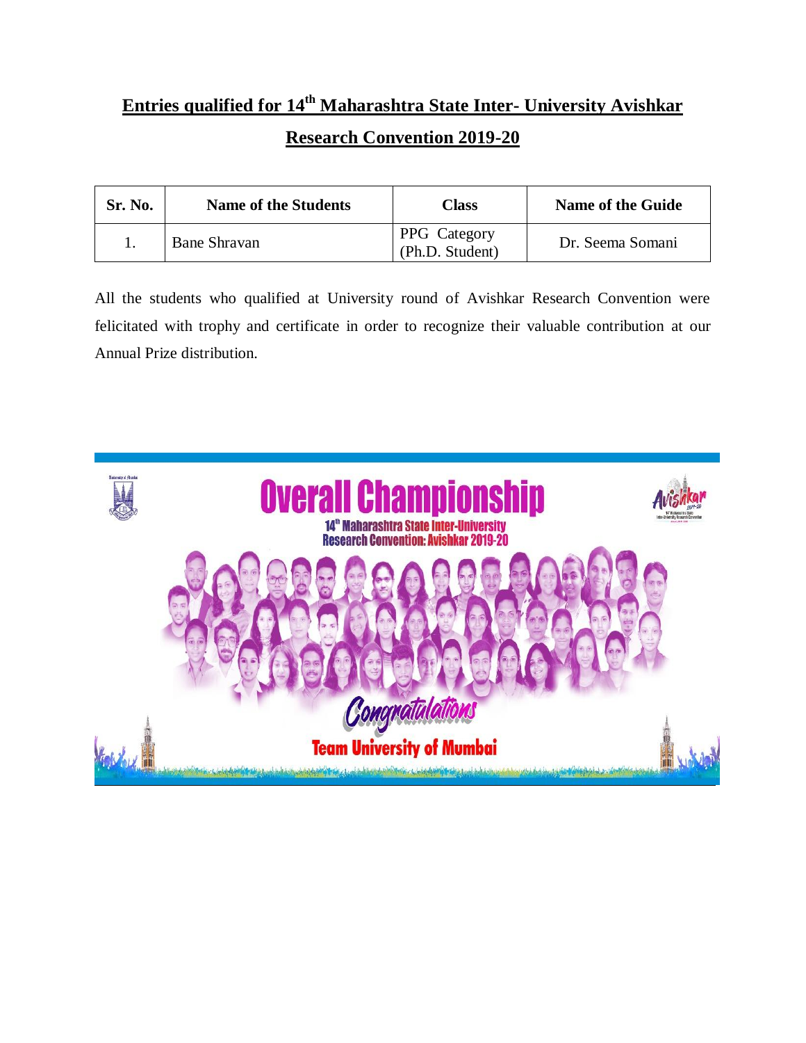## Entries qualified for 14th Maharashtra State Inter- University Avishkar Research Convention 2019-20

| Sr. No. | Name of the Students | Class | Name of the Guide |
|---|---|---|---|
| 1. | Bane Shravan | PPG Category (Ph.D. Student) | Dr. Seema Somani |

All the students who qualified at University round of Avishkar Research Convention were felicitated with trophy and certificate in order to recognize their valuable contribution at our Annual Prize distribution.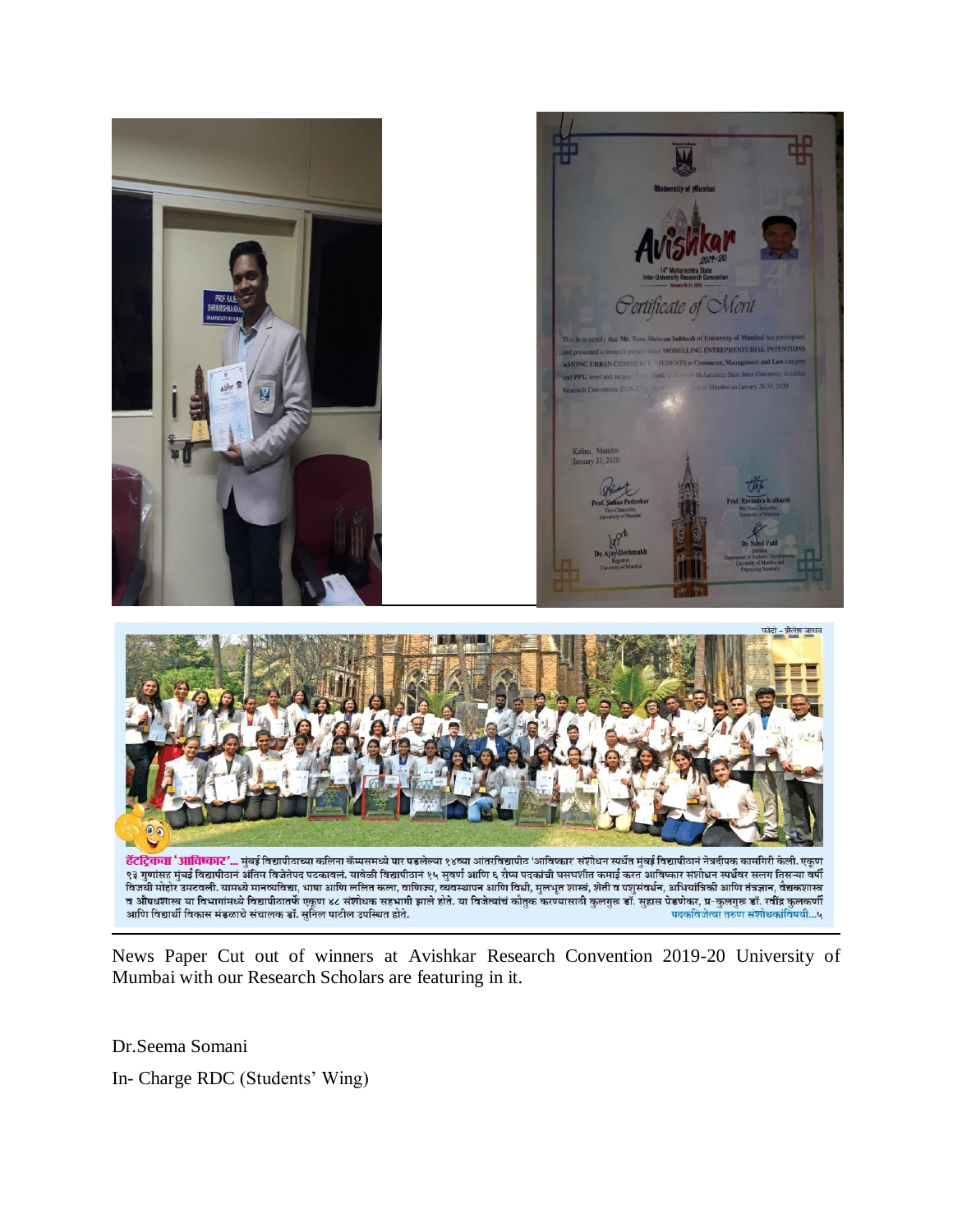News Paper Cut out of winners at Avishkar Research Convention 2019-20 University of Mumbai with our Research Scholars are featuring in it.

Dr.Seema Somani

In- Charge RDC (Students' Wing)